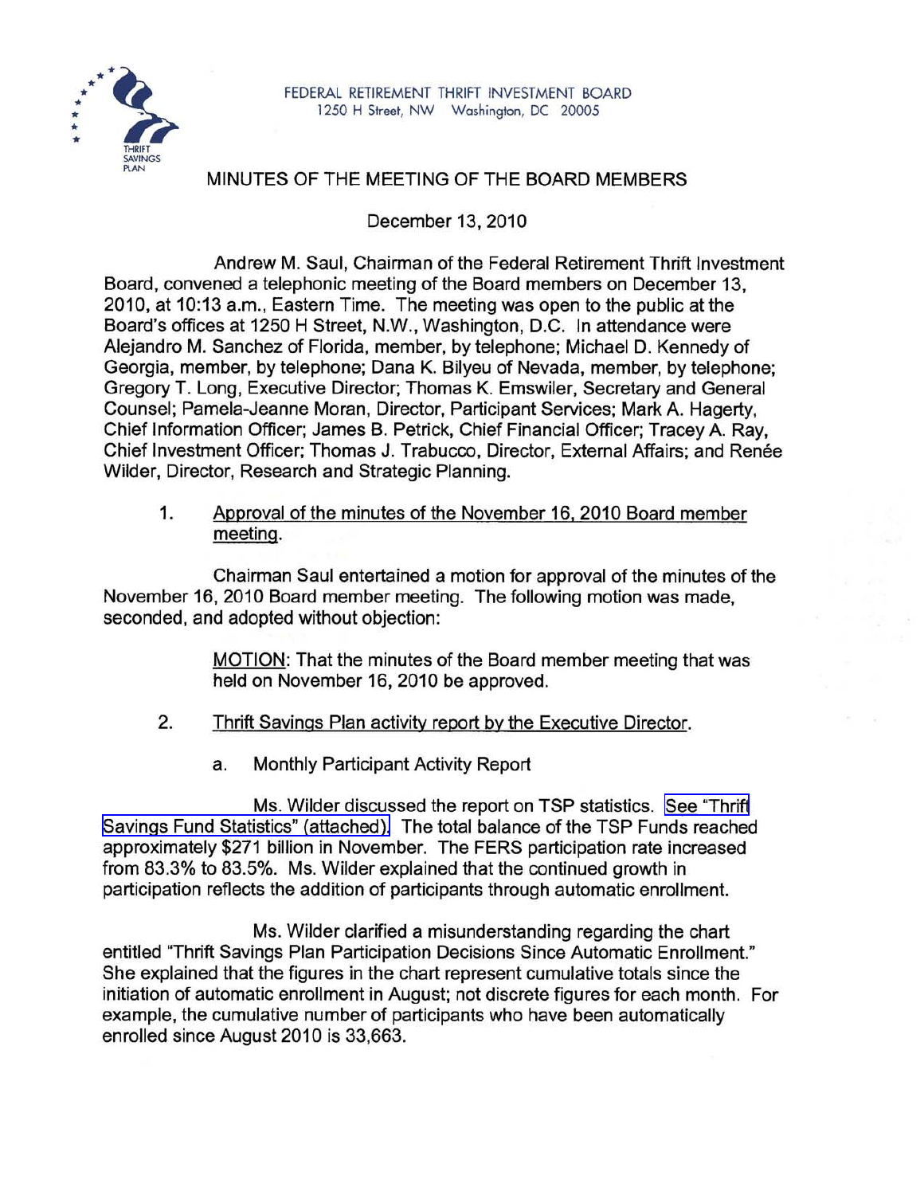FEDERAL RETIREMENT THRIFT INVESTMENT BOARD
1250 H Street, NW Washington, DC 20005

# MINUTES OF THE MEETING OF THE BOARD MEMBERS

December 13, 2010

Andrew M. Saul, Chairman of the Federal Retirement Thrift Investment Board, convened a telephonic meeting of the Board members on December 13, 2010, at 10:13 a.m., Eastern Time. The meeting was open to the public at the Board's offices at 1250 H Street, N.W., Washington, D.C. In attendance were Alejandro M. Sanchez of Florida, member, by telephone; Michael D. Kennedy of Georgia, member, by telephone; Dana K. Bilyeu of Nevada, member, by telephone; Gregory T. Long, Executive Director; Thomas K. Emswiler, Secretary and General Counsel; Pamela-Jeanne Moran, Director, Participant Services; Mark A. Hagerty, Chief Information Officer; James B. Petrick, Chief Financial Officer; Tracey A. Ray, Chief Investment Officer; Thomas J. Trabucco, Director, External Affairs; and Renée Wilder, Director, Research and Strategic Planning.

1. Approval of the minutes of the November 16, 2010 Board member meeting.

Chairman Saul entertained a motion for approval of the minutes of the November 16, 2010 Board member meeting. The following motion was made, seconded, and adopted without objection:

> MOTION: That the minutes of the Board member meeting that was held on November 16, 2010 be approved.

2. Thrift Savings Plan activity report by the Executive Director.

   a. Monthly Participant Activity Report

Ms. Wilder discussed the report on TSP statistics. See "Thrift Savings Fund Statistics" (attached). The total balance of the TSP Funds reached approximately $271 billion in November. The FERS participation rate increased from 83.3% to 83.5%. Ms. Wilder explained that the continued growth in participation reflects the addition of participants through automatic enrollment.

Ms. Wilder clarified a misunderstanding regarding the chart entitled "Thrift Savings Plan Participation Decisions Since Automatic Enrollment." She explained that the figures in the chart represent cumulative totals since the initiation of automatic enrollment in August; not discrete figures for each month. For example, the cumulative number of participants who have been automatically enrolled since August 2010 is 33,663.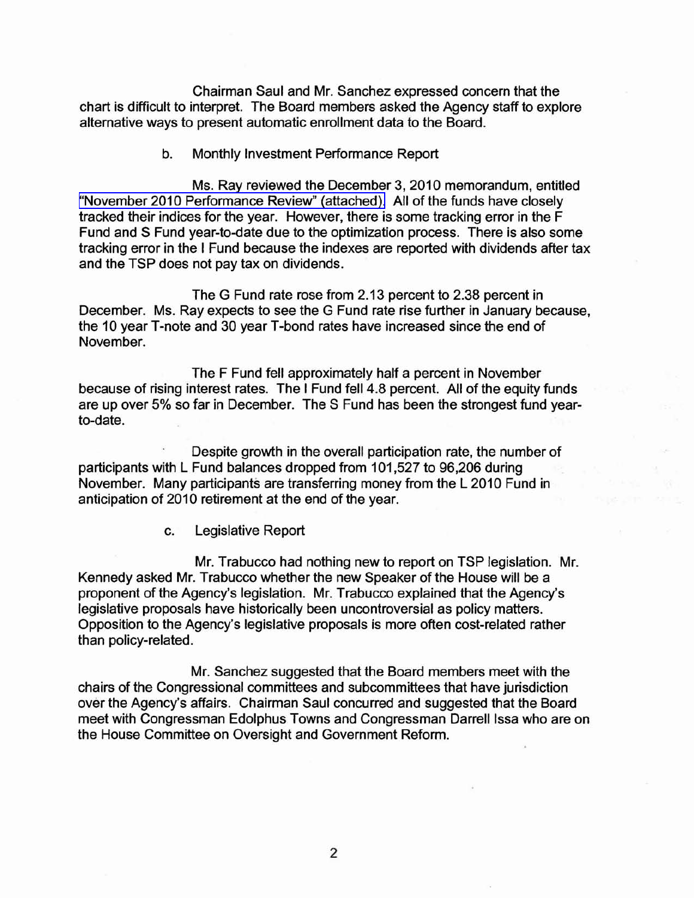Chairman Saul and Mr. Sanchez expressed concern that the chart is difficult to interpret. The Board members asked the Agency staff to explore alternative ways to present automatic enrollment data to the Board.

b. Monthly Investment Performance Report

Ms. Ray reviewed the December 3, 2010 memorandum, entitled "November 2010 Performance Review" (attached). All of the funds have closely tracked their indices for the year. However, there is some tracking error in the F Fund and S Fund year-to-date due to the optimization process. There is also some tracking error in the I Fund because the indexes are reported with dividends after tax and the TSP does not pay tax on dividends.

The G Fund rate rose from 2.13 percent to 2.38 percent in December. Ms. Ray expects to see the G Fund rate rise further in January because, the 10 year T-note and 30 year T-bond rates have increased since the end of November.

The F Fund fell approximately half a percent in November because of rising interest rates. The I Fund fell 4.8 percent. All of the equity funds are up over 5% so far in December. The S Fund has been the strongest fund year-to-date.

Despite growth in the overall participation rate, the number of participants with L Fund balances dropped from 101,527 to 96,206 during November. Many participants are transferring money from the L 2010 Fund in anticipation of 2010 retirement at the end of the year.

c. Legislative Report

Mr. Trabucco had nothing new to report on TSP legislation. Mr. Kennedy asked Mr. Trabucco whether the new Speaker of the House will be a proponent of the Agency's legislation. Mr. Trabucco explained that the Agency's legislative proposals have historically been uncontroversial as policy matters. Opposition to the Agency's legislative proposals is more often cost-related rather than policy-related.

Mr. Sanchez suggested that the Board members meet with the chairs of the Congressional committees and subcommittees that have jurisdiction over the Agency's affairs. Chairman Saul concurred and suggested that the Board meet with Congressman Edolphus Towns and Congressman Darrell Issa who are on the House Committee on Oversight and Government Reform.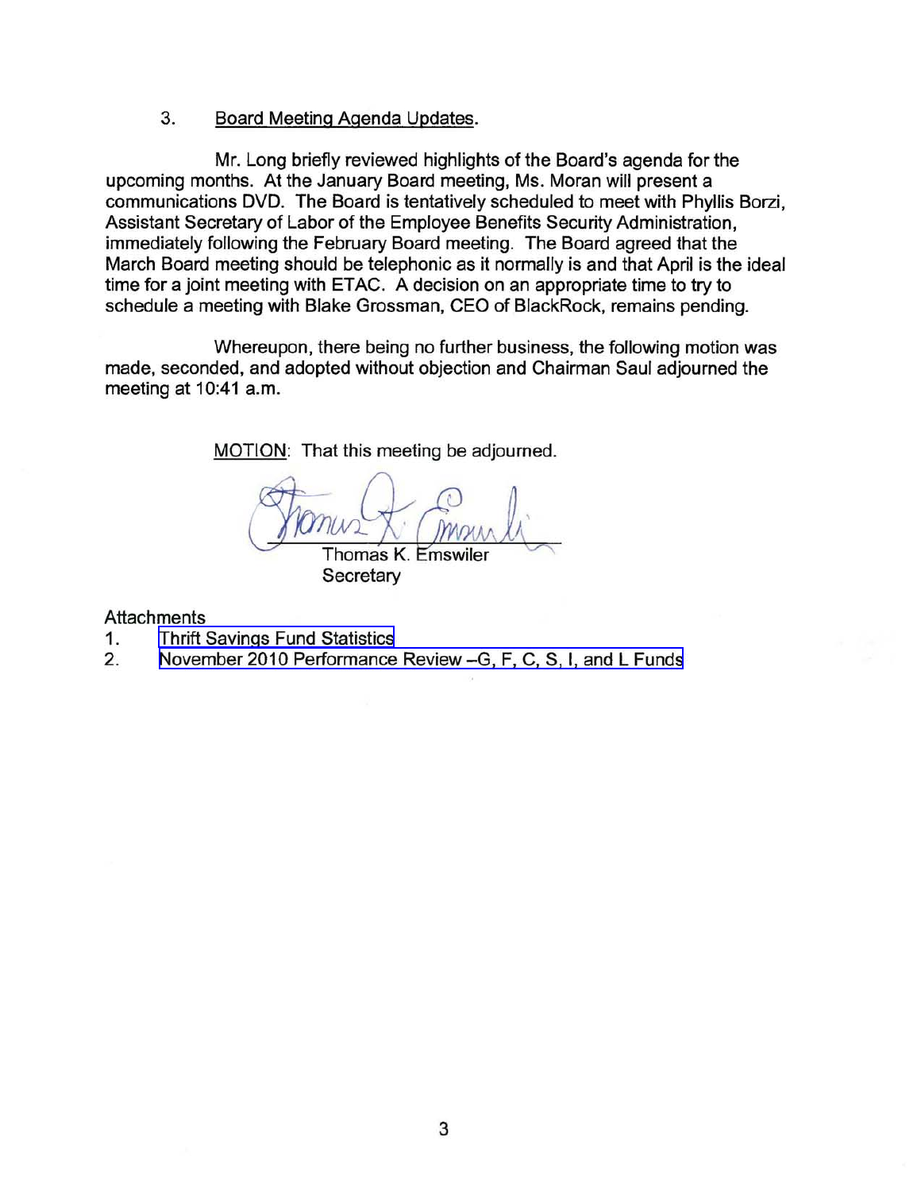3. Board Meeting Agenda Updates.

Mr. Long briefly reviewed highlights of the Board's agenda for the upcoming months. At the January Board meeting, Ms. Moran will present a communications DVD. The Board is tentatively scheduled to meet with Phyllis Borzi, Assistant Secretary of Labor of the Employee Benefits Security Administration, immediately following the February Board meeting. The Board agreed that the March Board meeting should be telephonic as it normally is and that April is the ideal time for a joint meeting with ETAC. A decision on an appropriate time to try to schedule a meeting with Blake Grossman, CEO of BlackRock, remains pending.

Whereupon, there being no further business, the following motion was made, seconded, and adopted without objection and Chairman Saul adjourned the meeting at 10:41 a.m.

MOTION: That this meeting be adjourned.

Thomas K. Emswiler
Secretary

Attachments
1. Thrift Savings Fund Statistics
2. November 2010 Performance Review –G, F, C, S, I, and L Funds